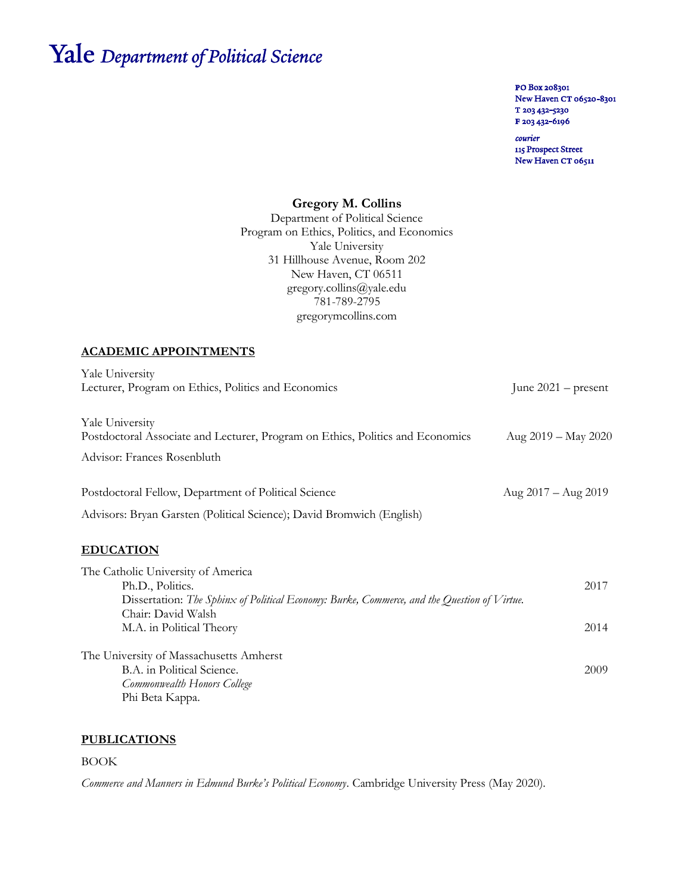# Yale *Department of Political Science*

PO Box 208301
New Haven CT 06520-8301
T 203 432-5230
F 203 432-6196

*courier*
115 Prospect Street
New Haven CT 06511

**Gregory M. Collins**
Department of Political Science
Program on Ethics, Politics, and Economics
Yale University
31 Hillhouse Avenue, Room 202
New Haven, CT 06511
gregory.collins@yale.edu
781-789-2795
gregorymcollins.com

## ACADEMIC APPOINTMENTS

Yale University
Lecturer, Program on Ethics, Politics and Economics — June 2021 – present

Yale University
Postdoctoral Associate and Lecturer, Program on Ethics, Politics and Economics — Aug 2019 – May 2020

Advisor: Frances Rosenbluth

Postdoctoral Fellow, Department of Political Science — Aug 2017 – Aug 2019

Advisors: Bryan Garsten (Political Science); David Bromwich (English)

## EDUCATION

The Catholic University of America
- Ph.D., Politics. — 2017
- Dissertation: *The Sphinx of Political Economy: Burke, Commerce, and the Question of Virtue.*
- Chair: David Walsh
- M.A. in Political Theory — 2014

The University of Massachusetts Amherst
- B.A. in Political Science. — 2009
- *Commonwealth Honors College*
- Phi Beta Kappa.

## PUBLICATIONS

BOOK

*Commerce and Manners in Edmund Burke's Political Economy*. Cambridge University Press (May 2020).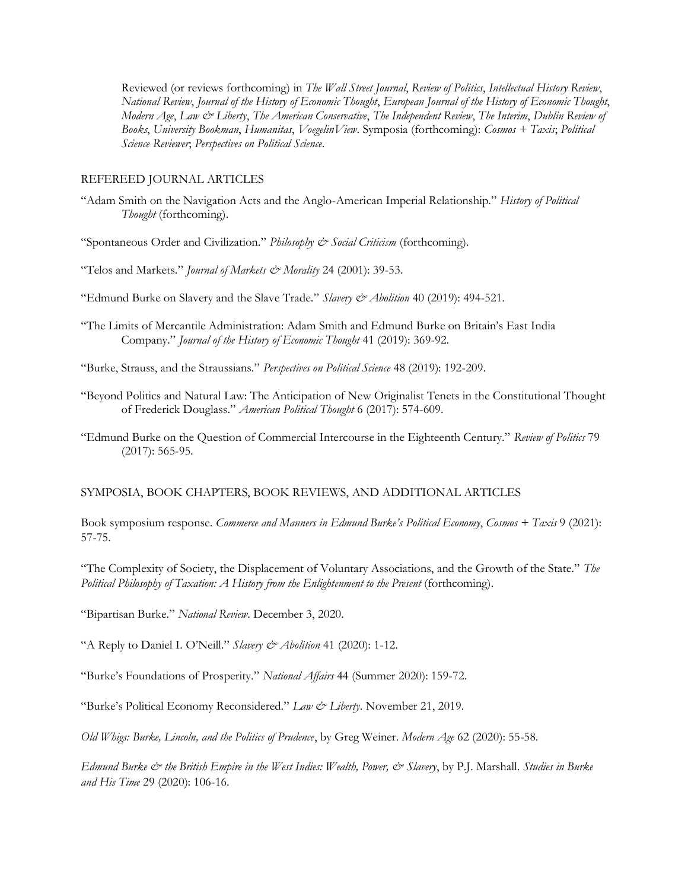Reviewed (or reviews forthcoming) in *The Wall Street Journal*, *Review of Politics*, *Intellectual History Review*, *National Review*, *Journal of the History of Economic Thought*, *European Journal of the History of Economic Thought*, *Modern Age*, *Law & Liberty*, *The American Conservative*, *The Independent Review*, *The Interim*, *Dublin Review of Books*, *University Bookman*, *Humanitas*, *VoegelinView*. Symposia (forthcoming): *Cosmos + Taxis*; *Political Science Reviewer*; *Perspectives on Political Science*.

## REFEREED JOURNAL ARTICLES

"Adam Smith on the Navigation Acts and the Anglo-American Imperial Relationship." *History of Political Thought* (forthcoming).

"Spontaneous Order and Civilization." *Philosophy & Social Criticism* (forthcoming).

"Telos and Markets." *Journal of Markets & Morality* 24 (2001): 39-53.

"Edmund Burke on Slavery and the Slave Trade." *Slavery & Abolition* 40 (2019): 494-521.

"The Limits of Mercantile Administration: Adam Smith and Edmund Burke on Britain's East India Company." *Journal of the History of Economic Thought* 41 (2019): 369-92.

"Burke, Strauss, and the Straussians." *Perspectives on Political Science* 48 (2019): 192-209.

"Beyond Politics and Natural Law: The Anticipation of New Originalist Tenets in the Constitutional Thought of Frederick Douglass." *American Political Thought* 6 (2017): 574-609.

"Edmund Burke on the Question of Commercial Intercourse in the Eighteenth Century." *Review of Politics* 79 (2017): 565-95.

## SYMPOSIA, BOOK CHAPTERS, BOOK REVIEWS, AND ADDITIONAL ARTICLES

Book symposium response. *Commerce and Manners in Edmund Burke's Political Economy*, *Cosmos + Taxis* 9 (2021): 57-75.

"The Complexity of Society, the Displacement of Voluntary Associations, and the Growth of the State." *The Political Philosophy of Taxation: A History from the Enlightenment to the Present* (forthcoming).

"Bipartisan Burke." *National Review*. December 3, 2020.

"A Reply to Daniel I. O'Neill." *Slavery & Abolition* 41 (2020): 1-12.

"Burke's Foundations of Prosperity." *National Affairs* 44 (Summer 2020): 159-72.

"Burke's Political Economy Reconsidered." *Law & Liberty*. November 21, 2019.

*Old Whigs: Burke, Lincoln, and the Politics of Prudence*, by Greg Weiner. *Modern Age* 62 (2020): 55-58.

*Edmund Burke & the British Empire in the West Indies: Wealth, Power, & Slavery*, by P.J. Marshall. *Studies in Burke and His Time* 29 (2020): 106-16.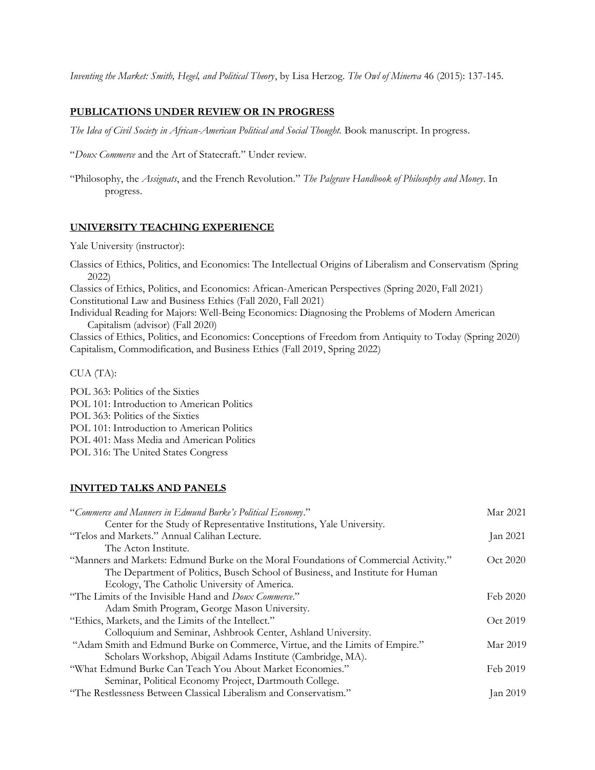*Inventing the Market: Smith, Hegel, and Political Theory*, by Lisa Herzog. *The Owl of Minerva* 46 (2015): 137-145.

## PUBLICATIONS UNDER REVIEW OR IN PROGRESS

*The Idea of Civil Society in African-American Political and Social Thought*. Book manuscript. In progress.

"*Doux Commerce* and the Art of Statecraft." Under review.

"Philosophy, the *Assignats*, and the French Revolution." *The Palgrave Handbook of Philosophy and Money*. In progress.

## UNIVERSITY TEACHING EXPERIENCE

Yale University (instructor):

Classics of Ethics, Politics, and Economics: The Intellectual Origins of Liberalism and Conservatism (Spring 2022)
Classics of Ethics, Politics, and Economics: African-American Perspectives (Spring 2020, Fall 2021)
Constitutional Law and Business Ethics (Fall 2020, Fall 2021)
Individual Reading for Majors: Well-Being Economics: Diagnosing the Problems of Modern American Capitalism (advisor) (Fall 2020)
Classics of Ethics, Politics, and Economics: Conceptions of Freedom from Antiquity to Today (Spring 2020)
Capitalism, Commodification, and Business Ethics (Fall 2019, Spring 2022)

CUA (TA):

POL 363: Politics of the Sixties
POL 101: Introduction to American Politics
POL 363: Politics of the Sixties
POL 101: Introduction to American Politics
POL 401: Mass Media and American Politics
POL 316: The United States Congress

## INVITED TALKS AND PANELS

"*Commerce and Manners in Edmund Burke's Political Economy*." — Mar 2021
Center for the Study of Representative Institutions, Yale University.

"Telos and Markets." Annual Calihan Lecture. — Jan 2021
The Acton Institute.

"Manners and Markets: Edmund Burke on the Moral Foundations of Commercial Activity." — Oct 2020
The Department of Politics, Busch School of Business, and Institute for Human Ecology, The Catholic University of America.

"The Limits of the Invisible Hand and *Doux Commerce*." — Feb 2020
Adam Smith Program, George Mason University.

"Ethics, Markets, and the Limits of the Intellect." — Oct 2019
Colloquium and Seminar, Ashbrook Center, Ashland University.

"Adam Smith and Edmund Burke on Commerce, Virtue, and the Limits of Empire." — Mar 2019
Scholars Workshop, Abigail Adams Institute (Cambridge, MA).

"What Edmund Burke Can Teach You About Market Economies." — Feb 2019
Seminar, Political Economy Project, Dartmouth College.

"The Restlessness Between Classical Liberalism and Conservatism." — Jan 2019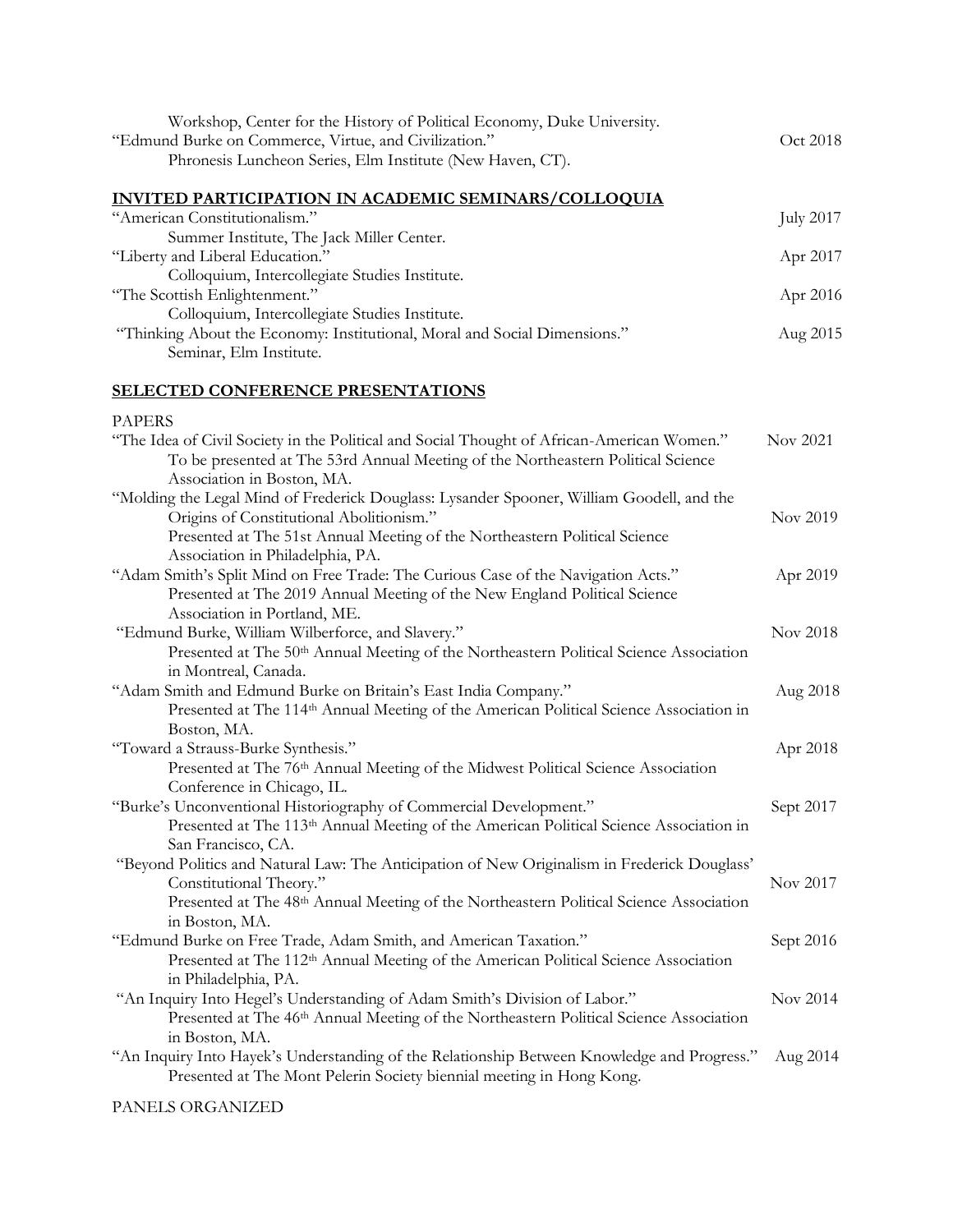Workshop, Center for the History of Political Economy, Duke University.

"Edmund Burke on Commerce, Virtue, and Civilization." — Oct 2018
Phronesis Luncheon Series, Elm Institute (New Haven, CT).

## INVITED PARTICIPATION IN ACADEMIC SEMINARS/COLLOQUIA

"American Constitutionalism." — July 2017
Summer Institute, The Jack Miller Center.

"Liberty and Liberal Education." — Apr 2017
Colloquium, Intercollegiate Studies Institute.

"The Scottish Enlightenment." — Apr 2016
Colloquium, Intercollegiate Studies Institute.

"Thinking About the Economy: Institutional, Moral and Social Dimensions." — Aug 2015
Seminar, Elm Institute.

## SELECTED CONFERENCE PRESENTATIONS

PAPERS

"The Idea of Civil Society in the Political and Social Thought of African-American Women." — Nov 2021
To be presented at The 53rd Annual Meeting of the Northeastern Political Science Association in Boston, MA.

"Molding the Legal Mind of Frederick Douglass: Lysander Spooner, William Goodell, and the Origins of Constitutional Abolitionism." — Nov 2019
Presented at The 51st Annual Meeting of the Northeastern Political Science Association in Philadelphia, PA.

"Adam Smith's Split Mind on Free Trade: The Curious Case of the Navigation Acts." — Apr 2019
Presented at The 2019 Annual Meeting of the New England Political Science Association in Portland, ME.

"Edmund Burke, William Wilberforce, and Slavery." — Nov 2018
Presented at The 50th Annual Meeting of the Northeastern Political Science Association in Montreal, Canada.

"Adam Smith and Edmund Burke on Britain's East India Company." — Aug 2018
Presented at The 114th Annual Meeting of the American Political Science Association in Boston, MA.

"Toward a Strauss-Burke Synthesis." — Apr 2018
Presented at The 76th Annual Meeting of the Midwest Political Science Association Conference in Chicago, IL.

"Burke's Unconventional Historiography of Commercial Development." — Sept 2017
Presented at The 113th Annual Meeting of the American Political Science Association in San Francisco, CA.

"Beyond Politics and Natural Law: The Anticipation of New Originalism in Frederick Douglass' Constitutional Theory." — Nov 2017
Presented at The 48th Annual Meeting of the Northeastern Political Science Association in Boston, MA.

"Edmund Burke on Free Trade, Adam Smith, and American Taxation." — Sept 2016
Presented at The 112th Annual Meeting of the American Political Science Association in Philadelphia, PA.

"An Inquiry Into Hegel's Understanding of Adam Smith's Division of Labor." — Nov 2014
Presented at The 46th Annual Meeting of the Northeastern Political Science Association in Boston, MA.

"An Inquiry Into Hayek's Understanding of the Relationship Between Knowledge and Progress." — Aug 2014
Presented at The Mont Pelerin Society biennial meeting in Hong Kong.

PANELS ORGANIZED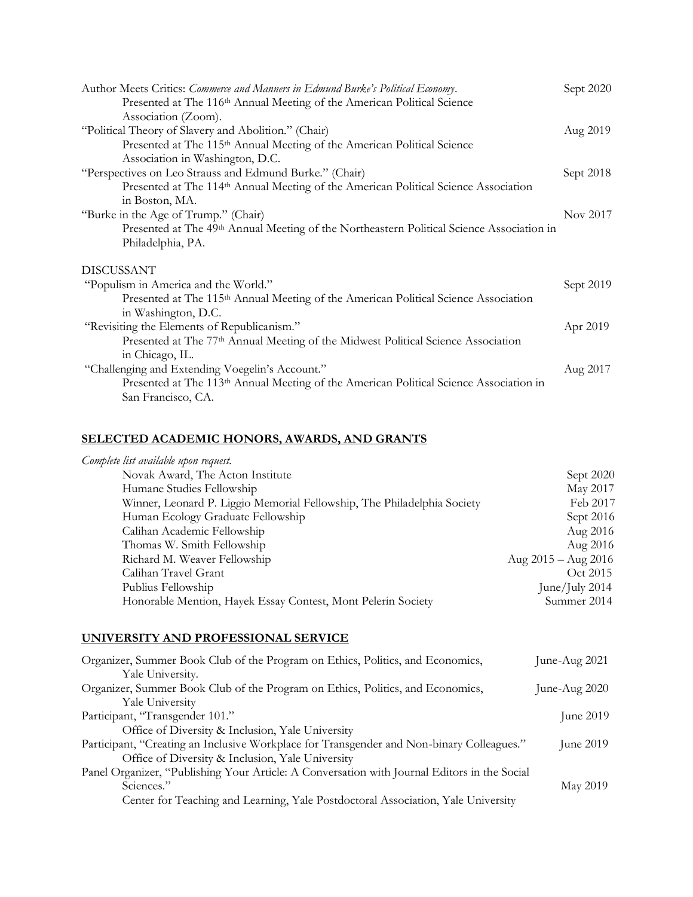Author Meets Critics: *Commerce and Manners in Edmund Burke's Political Economy*. Sept 2020
Presented at The 116th Annual Meeting of the American Political Science Association (Zoom).

"Political Theory of Slavery and Abolition." (Chair) Aug 2019
Presented at The 115th Annual Meeting of the American Political Science Association in Washington, D.C.

"Perspectives on Leo Strauss and Edmund Burke." (Chair) Sept 2018
Presented at The 114th Annual Meeting of the American Political Science Association in Boston, MA.

"Burke in the Age of Trump." (Chair) Nov 2017
Presented at The 49th Annual Meeting of the Northeastern Political Science Association in Philadelphia, PA.

DISCUSSANT

"Populism in America and the World." Sept 2019
Presented at The 115th Annual Meeting of the American Political Science Association in Washington, D.C.

"Revisiting the Elements of Republicanism." Apr 2019
Presented at The 77th Annual Meeting of the Midwest Political Science Association in Chicago, IL.

"Challenging and Extending Voegelin's Account." Aug 2017
Presented at The 113th Annual Meeting of the American Political Science Association in San Francisco, CA.

## SELECTED ACADEMIC HONORS, AWARDS, AND GRANTS

*Complete list available upon request.*

- Novak Award, The Acton Institute — Sept 2020
- Humane Studies Fellowship — May 2017
- Winner, Leonard P. Liggio Memorial Fellowship, The Philadelphia Society — Feb 2017
- Human Ecology Graduate Fellowship — Sept 2016
- Calihan Academic Fellowship — Aug 2016
- Thomas W. Smith Fellowship — Aug 2016
- Richard M. Weaver Fellowship — Aug 2015 – Aug 2016
- Calihan Travel Grant — Oct 2015
- Publius Fellowship — June/July 2014
- Honorable Mention, Hayek Essay Contest, Mont Pelerin Society — Summer 2014

## UNIVERSITY AND PROFESSIONAL SERVICE

Organizer, Summer Book Club of the Program on Ethics, Politics, and Economics, Yale University. June-Aug 2021

Organizer, Summer Book Club of the Program on Ethics, Politics, and Economics, Yale University June-Aug 2020

Participant, "Transgender 101." June 2019
Office of Diversity & Inclusion, Yale University

Participant, "Creating an Inclusive Workplace for Transgender and Non-binary Colleagues." June 2019
Office of Diversity & Inclusion, Yale University

Panel Organizer, "Publishing Your Article: A Conversation with Journal Editors in the Social Sciences." May 2019
Center for Teaching and Learning, Yale Postdoctoral Association, Yale University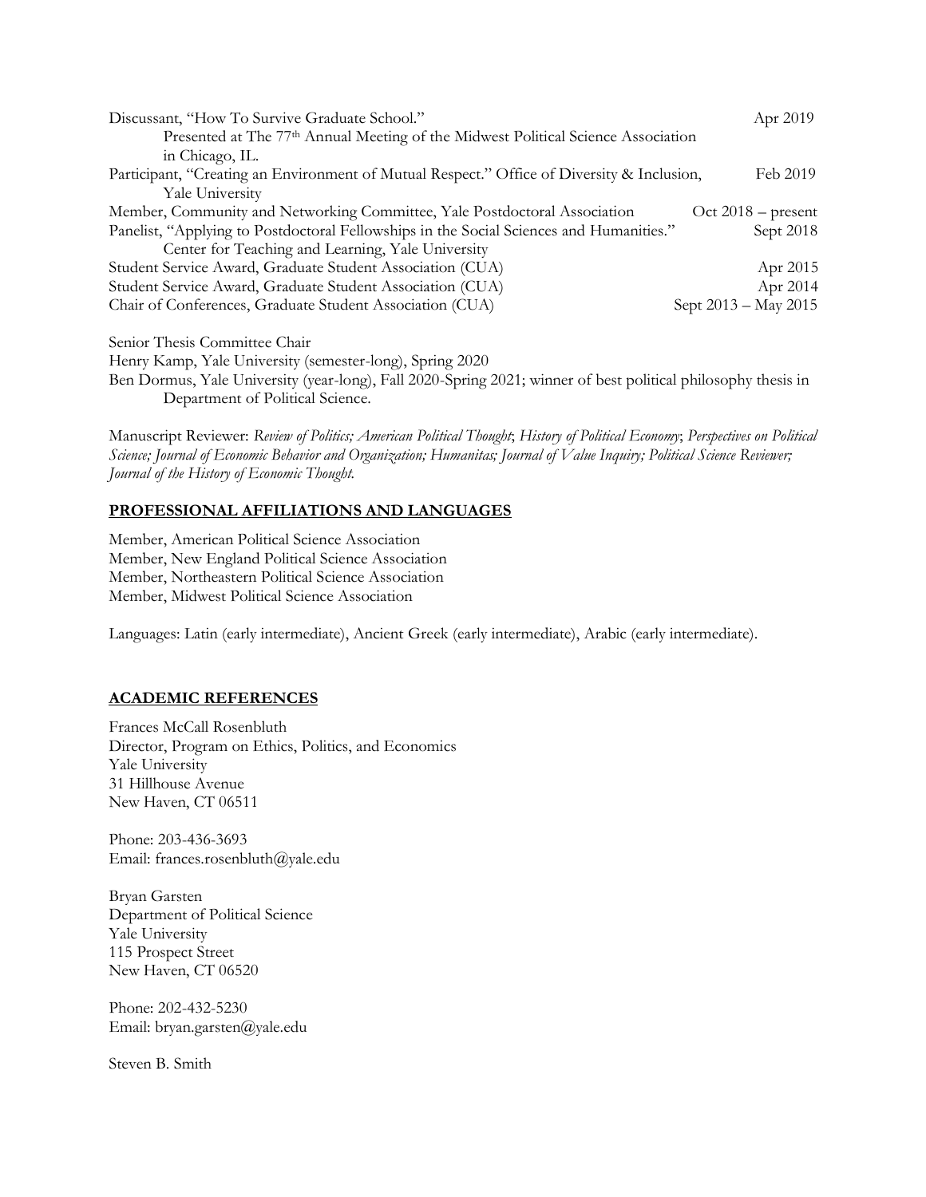Discussant, "How To Survive Graduate School." Apr 2019
Presented at The 77th Annual Meeting of the Midwest Political Science Association in Chicago, IL.

Participant, "Creating an Environment of Mutual Respect." Office of Diversity & Inclusion, Yale University Feb 2019

Member, Community and Networking Committee, Yale Postdoctoral Association Oct 2018 – present

Panelist, "Applying to Postdoctoral Fellowships in the Social Sciences and Humanities." Center for Teaching and Learning, Yale University Sept 2018

Student Service Award, Graduate Student Association (CUA) Apr 2015

Student Service Award, Graduate Student Association (CUA) Apr 2014

Chair of Conferences, Graduate Student Association (CUA) Sept 2013 – May 2015

Senior Thesis Committee Chair
Henry Kamp, Yale University (semester-long), Spring 2020
Ben Dormus, Yale University (year-long), Fall 2020-Spring 2021; winner of best political philosophy thesis in Department of Political Science.

Manuscript Reviewer: *Review of Politics; American Political Thought*; *History of Political Economy*; *Perspectives on Political Science; Journal of Economic Behavior and Organization; Humanitas; Journal of Value Inquiry; Political Science Reviewer; Journal of the History of Economic Thought.*

## PROFESSIONAL AFFILIATIONS AND LANGUAGES

Member, American Political Science Association
Member, New England Political Science Association
Member, Northeastern Political Science Association
Member, Midwest Political Science Association

Languages: Latin (early intermediate), Ancient Greek (early intermediate), Arabic (early intermediate).

## ACADEMIC REFERENCES

Frances McCall Rosenbluth
Director, Program on Ethics, Politics, and Economics
Yale University
31 Hillhouse Avenue
New Haven, CT 06511

Phone: 203-436-3693
Email: frances.rosenbluth@yale.edu

Bryan Garsten
Department of Political Science
Yale University
115 Prospect Street
New Haven, CT 06520

Phone: 202-432-5230
Email: bryan.garsten@yale.edu

Steven B. Smith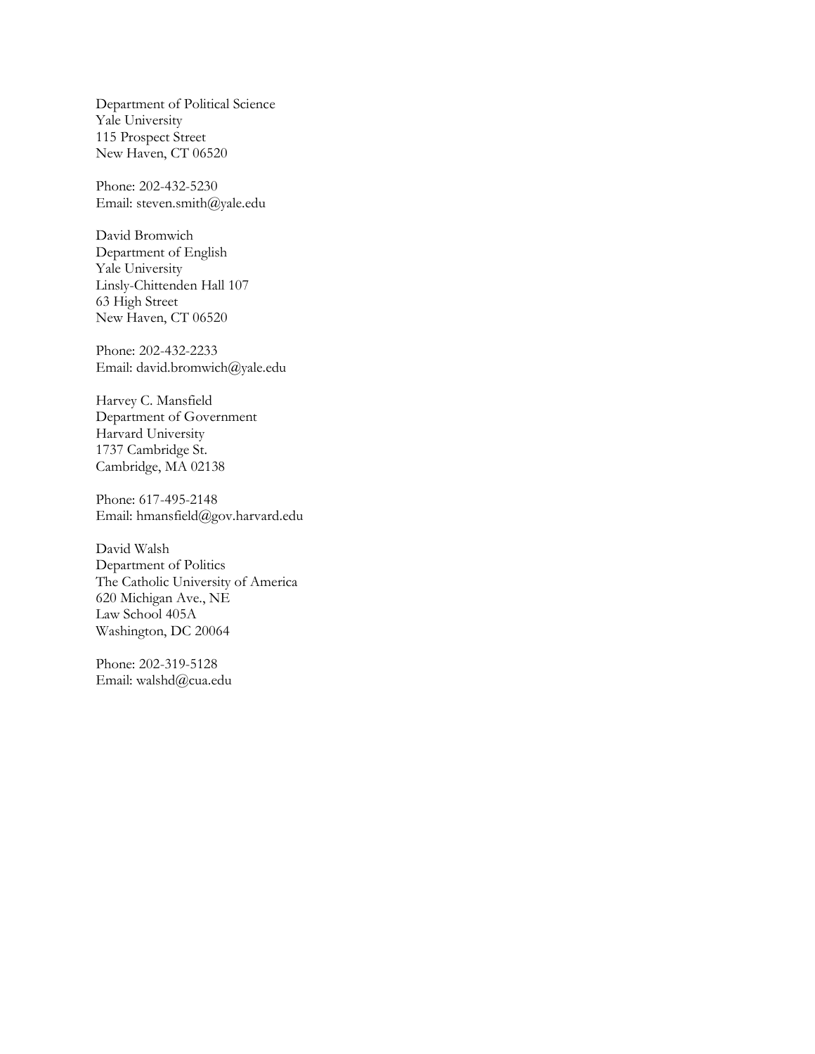Department of Political Science
Yale University
115 Prospect Street
New Haven, CT 06520

Phone: 202-432-5230
Email: steven.smith@yale.edu

David Bromwich
Department of English
Yale University
Linsly-Chittenden Hall 107
63 High Street
New Haven, CT 06520

Phone: 202-432-2233
Email: david.bromwich@yale.edu

Harvey C. Mansfield
Department of Government
Harvard University
1737 Cambridge St.
Cambridge, MA 02138

Phone: 617-495-2148
Email: hmansfield@gov.harvard.edu

David Walsh
Department of Politics
The Catholic University of America
620 Michigan Ave., NE
Law School 405A
Washington, DC 20064

Phone: 202-319-5128
Email: walshd@cua.edu